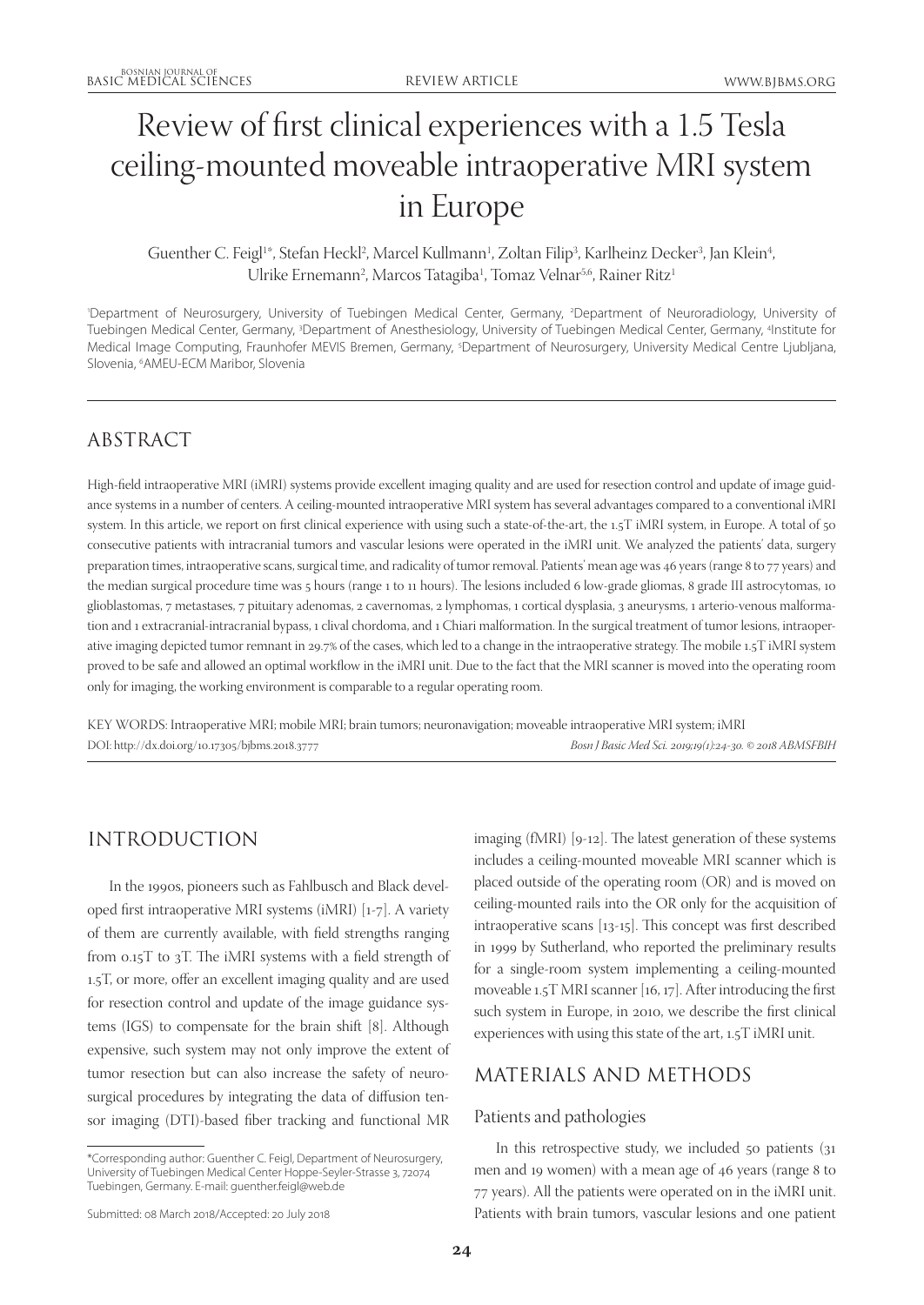# Review of first clinical experiences with a 1.5 Tesla ceiling-mounted moveable intraoperative MRI system in Europe

Guenther C. Feigl[1*], Stefan Heckl[2], Marcel Kullmann[1], Zoltan Filip[3], Karlheinz Decker[3], Jan Klein[4], Ulrike Ernemann[2], Marcos Tatagiba[1], Tomaz Velnar[5,6], Rainer Ritz[1]

[1]Department of Neurosurgery, University of Tuebingen Medical Center, Germany, [2]Department of Neuroradiology, University of Tuebingen Medical Center, Germany, [3]Department of Anesthesiology, University of Tuebingen Medical Center, Germany, [4]Institute for Medical Image Computing, Fraunhofer MEVIS Bremen, Germany, [5]Department of Neurosurgery, University Medical Centre Ljubljana, Slovenia, [6]AMEU-ECM Maribor, Slovenia

## ABSTRACT

High-field intraoperative MRI (iMRI) systems provide excellent imaging quality and are used for resection control and update of image guidance systems in a number of centers. A ceiling-mounted intraoperative MRI system has several advantages compared to a conventional iMRI system. In this article, we report on first clinical experience with using such a state-of-the-art, the 1.5T iMRI system, in Europe. A total of 50 consecutive patients with intracranial tumors and vascular lesions were operated in the iMRI unit. We analyzed the patients' data, surgery preparation times, intraoperative scans, surgical time, and radicality of tumor removal. Patients' mean age was 46 years (range 8 to 77 years) and the median surgical procedure time was 5 hours (range 1 to 11 hours). The lesions included 6 low-grade gliomas, 8 grade III astrocytomas, 10 glioblastomas, 7 metastases, 7 pituitary adenomas, 2 cavernomas, 2 lymphomas, 1 cortical dysplasia, 3 aneurysms, 1 arterio-venous malformation and 1 extracranial-intracranial bypass, 1 clival chordoma, and 1 Chiari malformation. In the surgical treatment of tumor lesions, intraoperative imaging depicted tumor remnant in 29.7% of the cases, which led to a change in the intraoperative strategy. The mobile 1.5T iMRI system proved to be safe and allowed an optimal workflow in the iMRI unit. Due to the fact that the MRI scanner is moved into the operating room only for imaging, the working environment is comparable to a regular operating room.

KEY WORDS: Intraoperative MRI; mobile MRI; brain tumors; neuronavigation; moveable intraoperative MRI system; iMRI

DOI: http://dx.doi.org/10.17305/bjbms.2018.3777 *Bosn J Basic Med Sci. 2019;19(1):24-30. © 2018 ABMSFBIH*

## INTRODUCTION

In the 1990s, pioneers such as Fahlbusch and Black developed first intraoperative MRI systems (iMRI) [1-7]. A variety of them are currently available, with field strengths ranging from 0.15T to 3T. The iMRI systems with a field strength of 1.5T, or more, offer an excellent imaging quality and are used for resection control and update of the image guidance systems (IGS) to compensate for the brain shift [8]. Although expensive, such system may not only improve the extent of tumor resection but can also increase the safety of neurosurgical procedures by integrating the data of diffusion tensor imaging (DTI)-based fiber tracking and functional MR imaging (fMRI) [9-12]. The latest generation of these systems includes a ceiling-mounted moveable MRI scanner which is placed outside of the operating room (OR) and is moved on ceiling-mounted rails into the OR only for the acquisition of intraoperative scans [13-15]. This concept was first described in 1999 by Sutherland, who reported the preliminary results for a single-room system implementing a ceiling-mounted moveable 1.5T MRI scanner [16, 17]. After introducing the first such system in Europe, in 2010, we describe the first clinical experiences with using this state of the art, 1.5T iMRI unit.

## MATERIALS AND METHODS

### Patients and pathologies

In this retrospective study, we included 50 patients (31 men and 19 women) with a mean age of 46 years (range 8 to 77 years). All the patients were operated on in the iMRI unit. Patients with brain tumors, vascular lesions and one patient

*Corresponding author: Guenther C. Feigl, Department of Neurosurgery, University of Tuebingen Medical Center Hoppe-Seyler-Strasse 3, 72074 Tuebingen, Germany. E-mail: guenther.feigl@web.de

Submitted: 08 March 2018/Accepted: 20 July 2018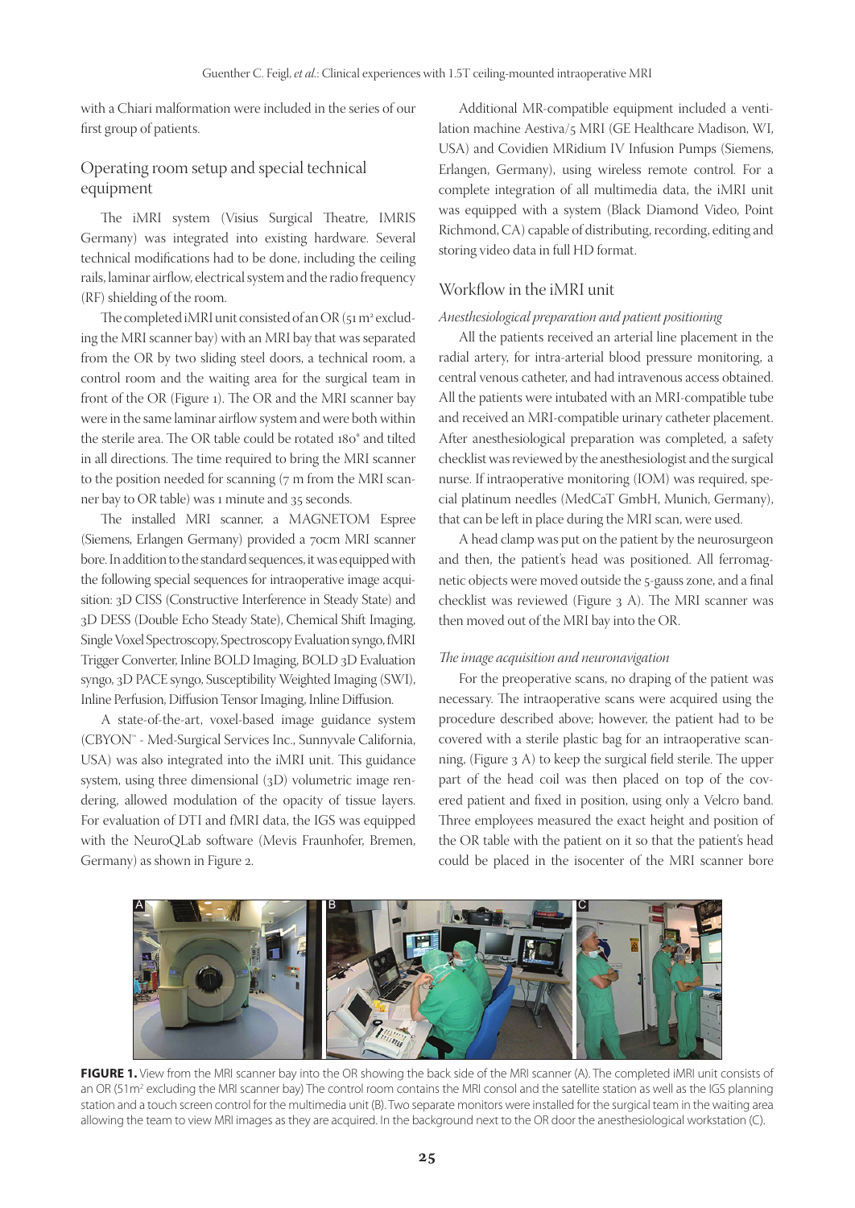with a Chiari malformation were included in the series of our first group of patients.

## Operating room setup and special technical equipment

The iMRI system (Visius Surgical Theatre, IMRIS Germany) was integrated into existing hardware. Several technical modifications had to be done, including the ceiling rails, laminar airflow, electrical system and the radio frequency (RF) shielding of the room.

The completed iMRI unit consisted of an OR (51 m² excluding the MRI scanner bay) with an MRI bay that was separated from the OR by two sliding steel doors, a technical room, a control room and the waiting area for the surgical team in front of the OR (Figure 1). The OR and the MRI scanner bay were in the same laminar airflow system and were both within the sterile area. The OR table could be rotated 180° and tilted in all directions. The time required to bring the MRI scanner to the position needed for scanning (7 m from the MRI scanner bay to OR table) was 1 minute and 35 seconds.

The installed MRI scanner, a MAGNETOM Espree (Siemens, Erlangen Germany) provided a 70cm MRI scanner bore. In addition to the standard sequences, it was equipped with the following special sequences for intraoperative image acquisition: 3D CISS (Constructive Interference in Steady State) and 3D DESS (Double Echo Steady State), Chemical Shift Imaging, Single Voxel Spectroscopy, Spectroscopy Evaluation syngo, fMRI Trigger Converter, Inline BOLD Imaging, BOLD 3D Evaluation syngo, 3D PACE syngo, Susceptibility Weighted Imaging (SWI), Inline Perfusion, Diffusion Tensor Imaging, Inline Diffusion.

A state-of-the-art, voxel-based image guidance system (CBYON™ - Med-Surgical Services Inc., Sunnyvale California, USA) was also integrated into the iMRI unit. This guidance system, using three dimensional (3D) volumetric image rendering, allowed modulation of the opacity of tissue layers. For evaluation of DTI and fMRI data, the IGS was equipped with the NeuroQLab software (Mevis Fraunhofer, Bremen, Germany) as shown in Figure 2.

Additional MR-compatible equipment included a ventilation machine Aestiva/5 MRI (GE Healthcare Madison, WI, USA) and Covidien MRidium IV Infusion Pumps (Siemens, Erlangen, Germany), using wireless remote control. For a complete integration of all multimedia data, the iMRI unit was equipped with a system (Black Diamond Video, Point Richmond, CA) capable of distributing, recording, editing and storing video data in full HD format.

## Workflow in the iMRI unit

### *Anesthesiological preparation and patient positioning*

All the patients received an arterial line placement in the radial artery, for intra-arterial blood pressure monitoring, a central venous catheter, and had intravenous access obtained. All the patients were intubated with an MRI-compatible tube and received an MRI-compatible urinary catheter placement. After anesthesiological preparation was completed, a safety checklist was reviewed by the anesthesiologist and the surgical nurse. If intraoperative monitoring (IOM) was required, special platinum needles (MedCaT GmbH, Munich, Germany), that can be left in place during the MRI scan, were used.

A head clamp was put on the patient by the neurosurgeon and then, the patient's head was positioned. All ferromagnetic objects were moved outside the 5-gauss zone, and a final checklist was reviewed (Figure 3 A). The MRI scanner was then moved out of the MRI bay into the OR.

### *The image acquisition and neuronavigation*

For the preoperative scans, no draping of the patient was necessary. The intraoperative scans were acquired using the procedure described above; however, the patient had to be covered with a sterile plastic bag for an intraoperative scanning, (Figure 3 A) to keep the surgical field sterile. The upper part of the head coil was then placed on top of the covered patient and fixed in position, using only a Velcro band. Three employees measured the exact height and position of the OR table with the patient on it so that the patient's head could be placed in the isocenter of the MRI scanner bore

**FIGURE 1.** View from the MRI scanner bay into the OR showing the back side of the MRI scanner (A). The completed iMRI unit consists of an OR (51m² excluding the MRI scanner bay) The control room contains the MRI consol and the satellite station as well as the IGS planning station and a touch screen control for the multimedia unit (B). Two separate monitors were installed for the surgical team in the waiting area allowing the team to view MRI images as they are acquired. In the background next to the OR door the anesthesiological workstation (C).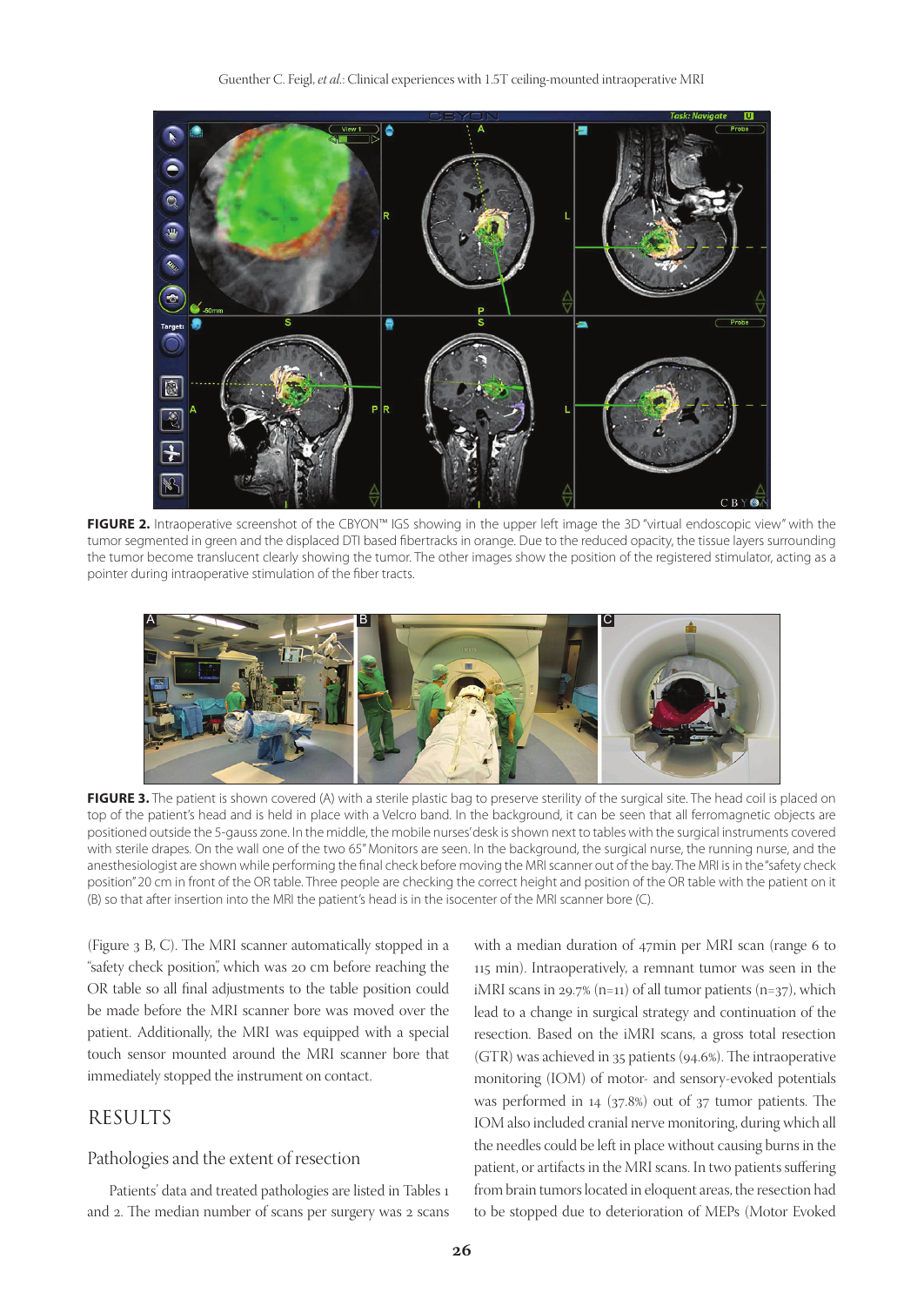**FIGURE 2.** Intraoperative screenshot of the CBYON™ IGS showing in the upper left image the 3D "virtual endoscopic view" with the tumor segmented in green and the displaced DTI based fibertracks in orange. Due to the reduced opacity, the tissue layers surrounding the tumor become translucent clearly showing the tumor. The other images show the position of the registered stimulator, acting as a pointer during intraoperative stimulation of the fiber tracts.

**FIGURE 3.** The patient is shown covered (A) with a sterile plastic bag to preserve sterility of the surgical site. The head coil is placed on top of the patient's head and is held in place with a Velcro band. In the background, it can be seen that all ferromagnetic objects are positioned outside the 5-gauss zone. In the middle, the mobile nurses' desk is shown next to tables with the surgical instruments covered with sterile drapes. On the wall one of the two 65" Monitors are seen. In the background, the surgical nurse, the running nurse, and the anesthesiologist are shown while performing the final check before moving the MRI scanner out of the bay. The MRI is in the "safety check position" 20 cm in front of the OR table. Three people are checking the correct height and position of the OR table with the patient on it (B) so that after insertion into the MRI the patient's head is in the isocenter of the MRI scanner bore (C).

(Figure 3 B, C). The MRI scanner automatically stopped in a "safety check position", which was 20 cm before reaching the OR table so all final adjustments to the table position could be made before the MRI scanner bore was moved over the patient. Additionally, the MRI was equipped with a special touch sensor mounted around the MRI scanner bore that immediately stopped the instrument on contact.

# RESULTS

## Pathologies and the extent of resection

Patients' data and treated pathologies are listed in Tables 1 and 2. The median number of scans per surgery was 2 scans with a median duration of 47min per MRI scan (range 6 to 115 min). Intraoperatively, a remnant tumor was seen in the iMRI scans in 29.7% (n=11) of all tumor patients (n=37), which lead to a change in surgical strategy and continuation of the resection. Based on the iMRI scans, a gross total resection (GTR) was achieved in 35 patients (94.6%). The intraoperative monitoring (IOM) of motor- and sensory-evoked potentials was performed in 14 (37.8%) out of 37 tumor patients. The IOM also included cranial nerve monitoring, during which all the needles could be left in place without causing burns in the patient, or artifacts in the MRI scans. In two patients suffering from brain tumors located in eloquent areas, the resection had to be stopped due to deterioration of MEPs (Motor Evoked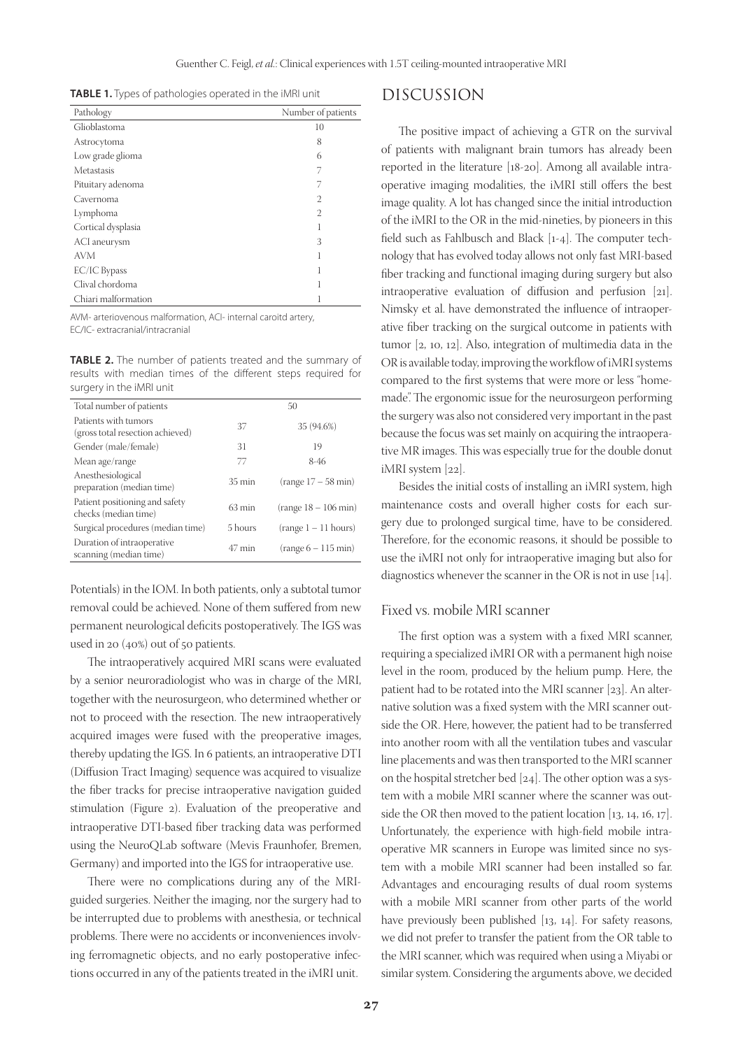**TABLE 1.** Types of pathologies operated in the iMRI unit

| Pathology | Number of patients |
|---|---|
| Glioblastoma | 10 |
| Astrocytoma | 8 |
| Low grade glioma | 6 |
| Metastasis | 7 |
| Pituitary adenoma | 7 |
| Cavernoma | 2 |
| Lymphoma | 2 |
| Cortical dysplasia | 1 |
| ACI aneurysm | 3 |
| AVM | 1 |
| EC/IC Bypass | 1 |
| Clival chordoma | 1 |
| Chiari malformation | 1 |

AVM- arteriovenous malformation, ACI- internal caroitd artery, EC/IC- extracranial/intracranial

**TABLE 2.** The number of patients treated and the summary of results with median times of the different steps required for surgery in the iMRI unit

| Total number of patients | | 50 |
|---|---|---|
| Patients with tumors (gross total resection achieved) | 37 | 35 (94.6%) |
| Gender (male/female) | 31 | 19 |
| Mean age/range | 77 | 8-46 |
| Anesthesiological preparation (median time) | 35 min | (range 17 – 58 min) |
| Patient positioning and safety checks (median time) | 63 min | (range 18 – 106 min) |
| Surgical procedures (median time) | 5 hours | (range 1 – 11 hours) |
| Duration of intraoperative scanning (median time) | 47 min | (range 6 – 115 min) |

Potentials) in the IOM. In both patients, only a subtotal tumor removal could be achieved. None of them suffered from new permanent neurological deficits postoperatively. The IGS was used in 20 (40%) out of 50 patients.

The intraoperatively acquired MRI scans were evaluated by a senior neuroradiologist who was in charge of the MRI, together with the neurosurgeon, who determined whether or not to proceed with the resection. The new intraoperatively acquired images were fused with the preoperative images, thereby updating the IGS. In 6 patients, an intraoperative DTI (Diffusion Tract Imaging) sequence was acquired to visualize the fiber tracks for precise intraoperative navigation guided stimulation (Figure 2). Evaluation of the preoperative and intraoperative DTI-based fiber tracking data was performed using the NeuroQLab software (Mevis Fraunhofer, Bremen, Germany) and imported into the IGS for intraoperative use.

There were no complications during any of the MRI-guided surgeries. Neither the imaging, nor the surgery had to be interrupted due to problems with anesthesia, or technical problems. There were no accidents or inconveniences involving ferromagnetic objects, and no early postoperative infections occurred in any of the patients treated in the iMRI unit.

# DISCUSSION

The positive impact of achieving a GTR on the survival of patients with malignant brain tumors has already been reported in the literature [18-20]. Among all available intraoperative imaging modalities, the iMRI still offers the best image quality. A lot has changed since the initial introduction of the iMRI to the OR in the mid-nineties, by pioneers in this field such as Fahlbusch and Black [1-4]. The computer technology that has evolved today allows not only fast MRI-based fiber tracking and functional imaging during surgery but also intraoperative evaluation of diffusion and perfusion [21]. Nimsky et al. have demonstrated the influence of intraoperative fiber tracking on the surgical outcome in patients with tumor [2, 10, 12]. Also, integration of multimedia data in the OR is available today, improving the workflow of iMRI systems compared to the first systems that were more or less "homemade". The ergonomic issue for the neurosurgeon performing the surgery was also not considered very important in the past because the focus was set mainly on acquiring the intraoperative MR images. This was especially true for the double donut iMRI system [22].

Besides the initial costs of installing an iMRI system, high maintenance costs and overall higher costs for each surgery due to prolonged surgical time, have to be considered. Therefore, for the economic reasons, it should be possible to use the iMRI not only for intraoperative imaging but also for diagnostics whenever the scanner in the OR is not in use [14].

## Fixed vs. mobile MRI scanner

The first option was a system with a fixed MRI scanner, requiring a specialized iMRI OR with a permanent high noise level in the room, produced by the helium pump. Here, the patient had to be rotated into the MRI scanner [23]. An alternative solution was a fixed system with the MRI scanner outside the OR. Here, however, the patient had to be transferred into another room with all the ventilation tubes and vascular line placements and was then transported to the MRI scanner on the hospital stretcher bed [24]. The other option was a system with a mobile MRI scanner where the scanner was outside the OR then moved to the patient location [13, 14, 16, 17]. Unfortunately, the experience with high-field mobile intraoperative MR scanners in Europe was limited since no system with a mobile MRI scanner had been installed so far. Advantages and encouraging results of dual room systems with a mobile MRI scanner from other parts of the world have previously been published [13, 14]. For safety reasons, we did not prefer to transfer the patient from the OR table to the MRI scanner, which was required when using a Miyabi or similar system. Considering the arguments above, we decided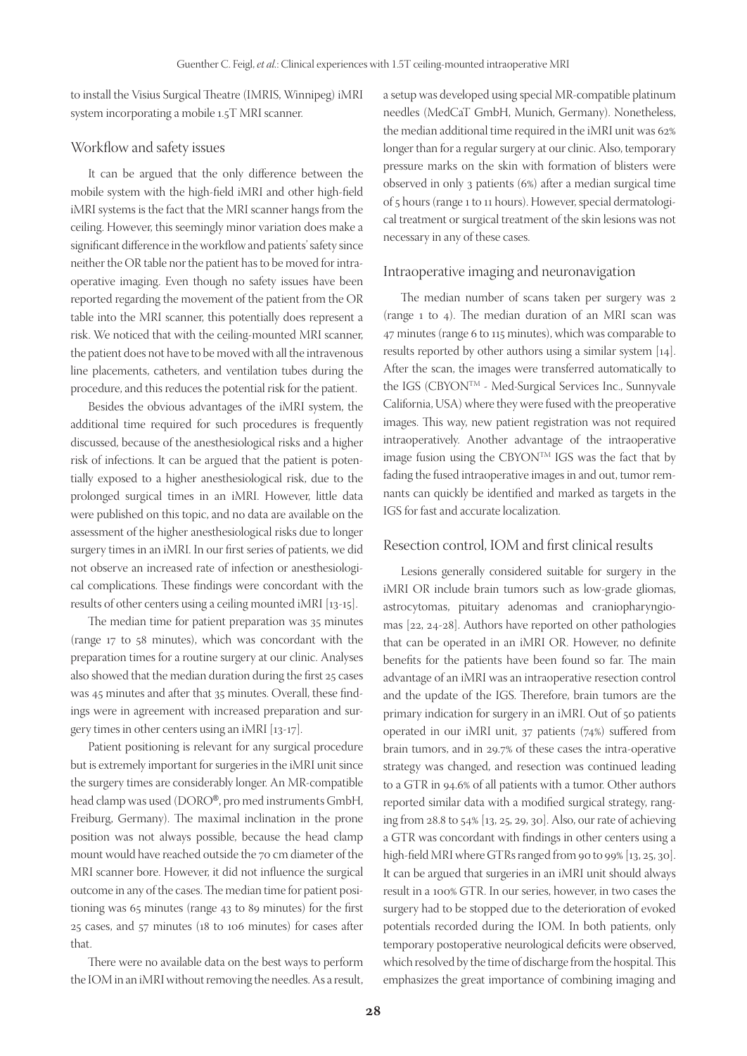to install the Visius Surgical Theatre (IMRIS, Winnipeg) iMRI system incorporating a mobile 1.5T MRI scanner.

## Workflow and safety issues

It can be argued that the only difference between the mobile system with the high-field iMRI and other high-field iMRI systems is the fact that the MRI scanner hangs from the ceiling. However, this seemingly minor variation does make a significant difference in the workflow and patients' safety since neither the OR table nor the patient has to be moved for intraoperative imaging. Even though no safety issues have been reported regarding the movement of the patient from the OR table into the MRI scanner, this potentially does represent a risk. We noticed that with the ceiling-mounted MRI scanner, the patient does not have to be moved with all the intravenous line placements, catheters, and ventilation tubes during the procedure, and this reduces the potential risk for the patient.

Besides the obvious advantages of the iMRI system, the additional time required for such procedures is frequently discussed, because of the anesthesiological risks and a higher risk of infections. It can be argued that the patient is potentially exposed to a higher anesthesiological risk, due to the prolonged surgical times in an iMRI. However, little data were published on this topic, and no data are available on the assessment of the higher anesthesiological risks due to longer surgery times in an iMRI. In our first series of patients, we did not observe an increased rate of infection or anesthesiological complications. These findings were concordant with the results of other centers using a ceiling mounted iMRI [13-15].

The median time for patient preparation was 35 minutes (range 17 to 58 minutes), which was concordant with the preparation times for a routine surgery at our clinic. Analyses also showed that the median duration during the first 25 cases was 45 minutes and after that 35 minutes. Overall, these findings were in agreement with increased preparation and surgery times in other centers using an iMRI [13-17].

Patient positioning is relevant for any surgical procedure but is extremely important for surgeries in the iMRI unit since the surgery times are considerably longer. An MR-compatible head clamp was used (DORO®, pro med instruments GmbH, Freiburg, Germany). The maximal inclination in the prone position was not always possible, because the head clamp mount would have reached outside the 70 cm diameter of the MRI scanner bore. However, it did not influence the surgical outcome in any of the cases. The median time for patient positioning was 65 minutes (range 43 to 89 minutes) for the first 25 cases, and 57 minutes (18 to 106 minutes) for cases after that.

There were no available data on the best ways to perform the IOM in an iMRI without removing the needles. As a result, a setup was developed using special MR-compatible platinum needles (MedCaT GmbH, Munich, Germany). Nonetheless, the median additional time required in the iMRI unit was 62% longer than for a regular surgery at our clinic. Also, temporary pressure marks on the skin with formation of blisters were observed in only 3 patients (6%) after a median surgical time of 5 hours (range 1 to 11 hours). However, special dermatological treatment or surgical treatment of the skin lesions was not necessary in any of these cases.

## Intraoperative imaging and neuronavigation

The median number of scans taken per surgery was 2 (range 1 to 4). The median duration of an MRI scan was 47 minutes (range 6 to 115 minutes), which was comparable to results reported by other authors using a similar system [14]. After the scan, the images were transferred automatically to the IGS (CBYON™ - Med-Surgical Services Inc., Sunnyvale California, USA) where they were fused with the preoperative images. This way, new patient registration was not required intraoperatively. Another advantage of the intraoperative image fusion using the CBYON™ IGS was the fact that by fading the fused intraoperative images in and out, tumor remnants can quickly be identified and marked as targets in the IGS for fast and accurate localization.

## Resection control, IOM and first clinical results

Lesions generally considered suitable for surgery in the iMRI OR include brain tumors such as low-grade gliomas, astrocytomas, pituitary adenomas and craniopharyngiomas [22, 24-28]. Authors have reported on other pathologies that can be operated in an iMRI OR. However, no definite benefits for the patients have been found so far. The main advantage of an iMRI was an intraoperative resection control and the update of the IGS. Therefore, brain tumors are the primary indication for surgery in an iMRI. Out of 50 patients operated in our iMRI unit, 37 patients (74%) suffered from brain tumors, and in 29.7% of these cases the intra-operative strategy was changed, and resection was continued leading to a GTR in 94.6% of all patients with a tumor. Other authors reported similar data with a modified surgical strategy, ranging from 28.8 to 54% [13, 25, 29, 30]. Also, our rate of achieving a GTR was concordant with findings in other centers using a high-field MRI where GTRs ranged from 90 to 99% [13, 25, 30]. It can be argued that surgeries in an iMRI unit should always result in a 100% GTR. In our series, however, in two cases the surgery had to be stopped due to the deterioration of evoked potentials recorded during the IOM. In both patients, only temporary postoperative neurological deficits were observed, which resolved by the time of discharge from the hospital. This emphasizes the great importance of combining imaging and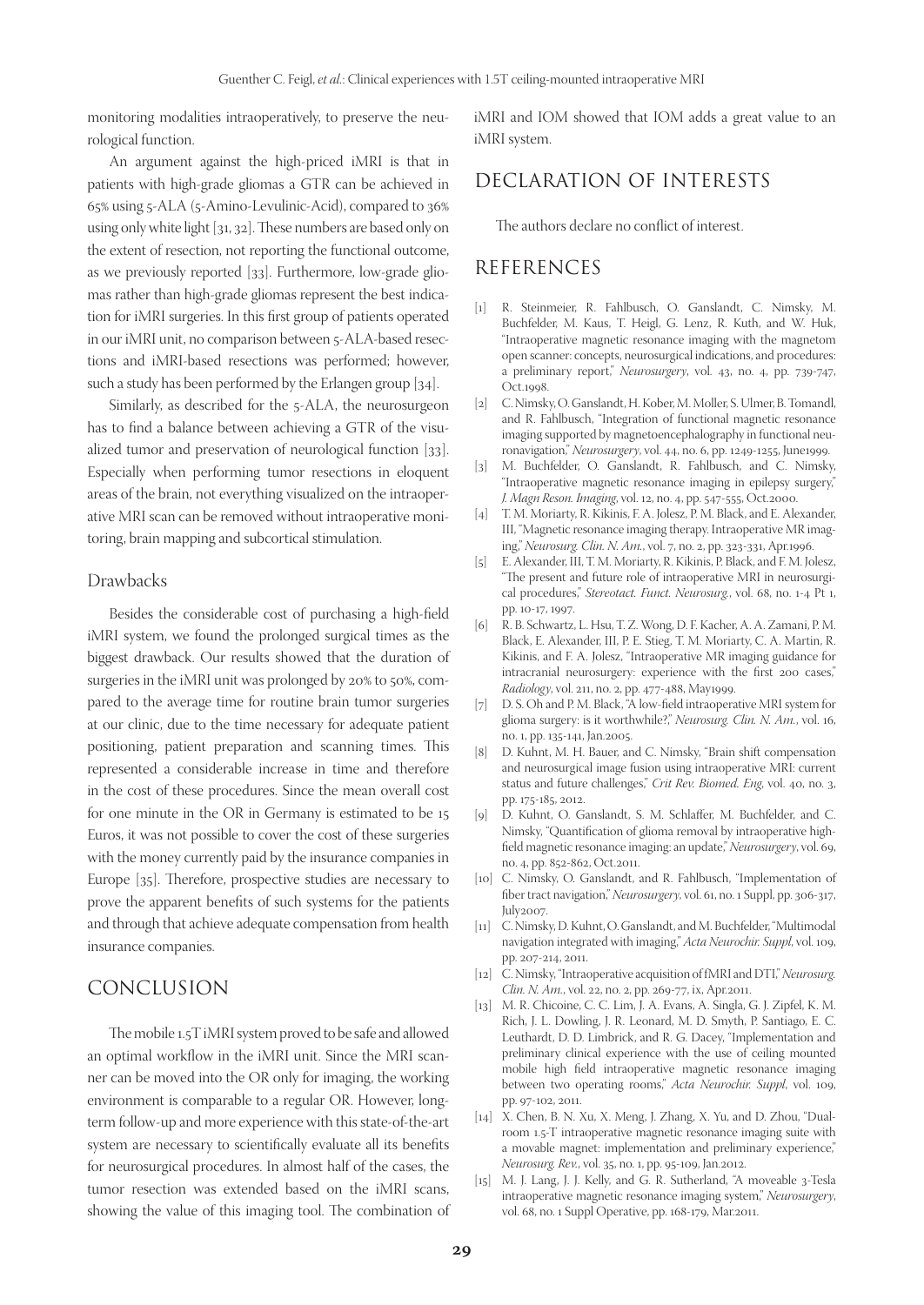monitoring modalities intraoperatively, to preserve the neurological function.

An argument against the high-priced iMRI is that in patients with high-grade gliomas a GTR can be achieved in 65% using 5-ALA (5-Amino-Levulinic-Acid), compared to 36% using only white light [31, 32]. These numbers are based only on the extent of resection, not reporting the functional outcome, as we previously reported [33]. Furthermore, low-grade gliomas rather than high-grade gliomas represent the best indication for iMRI surgeries. In this first group of patients operated in our iMRI unit, no comparison between 5-ALA-based resections and iMRI-based resections was performed; however, such a study has been performed by the Erlangen group [34].

Similarly, as described for the 5-ALA, the neurosurgeon has to find a balance between achieving a GTR of the visualized tumor and preservation of neurological function [33]. Especially when performing tumor resections in eloquent areas of the brain, not everything visualized on the intraoperative MRI scan can be removed without intraoperative monitoring, brain mapping and subcortical stimulation.

### Drawbacks

Besides the considerable cost of purchasing a high-field iMRI system, we found the prolonged surgical times as the biggest drawback. Our results showed that the duration of surgeries in the iMRI unit was prolonged by 20% to 50%, compared to the average time for routine brain tumor surgeries at our clinic, due to the time necessary for adequate patient positioning, patient preparation and scanning times. This represented a considerable increase in time and therefore in the cost of these procedures. Since the mean overall cost for one minute in the OR in Germany is estimated to be 15 Euros, it was not possible to cover the cost of these surgeries with the money currently paid by the insurance companies in Europe [35]. Therefore, prospective studies are necessary to prove the apparent benefits of such systems for the patients and through that achieve adequate compensation from health insurance companies.

## CONCLUSION

The mobile 1.5T iMRI system proved to be safe and allowed an optimal workflow in the iMRI unit. Since the MRI scanner can be moved into the OR only for imaging, the working environment is comparable to a regular OR. However, long-term follow-up and more experience with this state-of-the-art system are necessary to scientifically evaluate all its benefits for neurosurgical procedures. In almost half of the cases, the tumor resection was extended based on the iMRI scans, showing the value of this imaging tool. The combination of iMRI and IOM showed that IOM adds a great value to an iMRI system.

## DECLARATION OF INTERESTS

The authors declare no conflict of interest.

## REFERENCES

[1] R. Steinmeier, R. Fahlbusch, O. Ganslandt, C. Nimsky, M. Buchfelder, M. Kaus, T. Heigl, G. Lenz, R. Kuth, and W. Huk, "Intraoperative magnetic resonance imaging with the magnetom open scanner: concepts, neurosurgical indications, and procedures: a preliminary report," *Neurosurgery*, vol. 43, no. 4, pp. 739-747, Oct.1998.

[2] C. Nimsky, O. Ganslandt, H. Kober, M. Moller, S. Ulmer, B. Tomandl, and R. Fahlbusch, "Integration of functional magnetic resonance imaging supported by magnetoencephalography in functional neuronavigation," *Neurosurgery*, vol. 44, no. 6, pp. 1249-1255, June1999.

[3] M. Buchfelder, O. Ganslandt, R. Fahlbusch, and C. Nimsky, "Intraoperative magnetic resonance imaging in epilepsy surgery," *J. Magn Reson. Imaging*, vol. 12, no. 4, pp. 547-555, Oct.2000.

[4] T. M. Moriarty, R. Kikinis, F. A. Jolesz, P. M. Black, and E. Alexander, III, "Magnetic resonance imaging therapy. Intraoperative MR imaging," *Neurosurg. Clin. N. Am.*, vol. 7, no. 2, pp. 323-331, Apr.1996.

[5] E. Alexander, III, T. M. Moriarty, R. Kikinis, P. Black, and F. M. Jolesz, "The present and future role of intraoperative MRI in neurosurgical procedures," *Stereotact. Funct. Neurosurg.*, vol. 68, no. 1-4 Pt 1, pp. 10-17, 1997.

[6] R. B. Schwartz, L. Hsu, T. Z. Wong, D. F. Kacher, A. A. Zamani, P. M. Black, E. Alexander, III, P. E. Stieg, T. M. Moriarty, C. A. Martin, R. Kikinis, and F. A. Jolesz, "Intraoperative MR imaging guidance for intracranial neurosurgery: experience with the first 200 cases," *Radiology*, vol. 211, no. 2, pp. 477-488, May1999.

[7] D. S. Oh and P. M. Black, "A low-field intraoperative MRI system for glioma surgery: is it worthwhile?," *Neurosurg. Clin. N. Am.*, vol. 16, no. 1, pp. 135-141, Jan.2005.

[8] D. Kuhnt, M. H. Bauer, and C. Nimsky, "Brain shift compensation and neurosurgical image fusion using intraoperative MRI: current status and future challenges," *Crit Rev. Biomed. Eng*, vol. 40, no. 3, pp. 175-185, 2012.

[9] D. Kuhnt, O. Ganslandt, S. M. Schlaffer, M. Buchfelder, and C. Nimsky, "Quantification of glioma removal by intraoperative high-field magnetic resonance imaging: an update," *Neurosurgery*, vol. 69, no. 4, pp. 852-862, Oct.2011.

[10] C. Nimsky, O. Ganslandt, and R. Fahlbusch, "Implementation of fiber tract navigation," *Neurosurgery*, vol. 61, no. 1 Suppl, pp. 306-317, July2007.

[11] C. Nimsky, D. Kuhnt, O. Ganslandt, and M. Buchfelder, "Multimodal navigation integrated with imaging," *Acta Neurochir. Suppl*, vol. 109, pp. 207-214, 2011.

[12] C. Nimsky, "Intraoperative acquisition of fMRI and DTI," *Neurosurg. Clin. N. Am.*, vol. 22, no. 2, pp. 269-77, ix, Apr.2011.

[13] M. R. Chicoine, C. C. Lim, J. A. Evans, A. Singla, G. J. Zipfel, K. M. Rich, J. L. Dowling, J. R. Leonard, M. D. Smyth, P. Santiago, E. C. Leuthardt, D. D. Limbrick, and R. G. Dacey, "Implementation and preliminary clinical experience with the use of ceiling mounted mobile high field intraoperative magnetic resonance imaging between two operating rooms," *Acta Neurochir. Suppl*, vol. 109, pp. 97-102, 2011.

[14] X. Chen, B. N. Xu, X. Meng, J. Zhang, X. Yu, and D. Zhou, "Dual-room 1.5-T intraoperative magnetic resonance imaging suite with a movable magnet: implementation and preliminary experience," *Neurosurg. Rev.*, vol. 35, no. 1, pp. 95-109, Jan.2012.

[15] M. J. Lang, J. J. Kelly, and G. R. Sutherland, "A moveable 3-Tesla intraoperative magnetic resonance imaging system," *Neurosurgery*, vol. 68, no. 1 Suppl Operative, pp. 168-179, Mar.2011.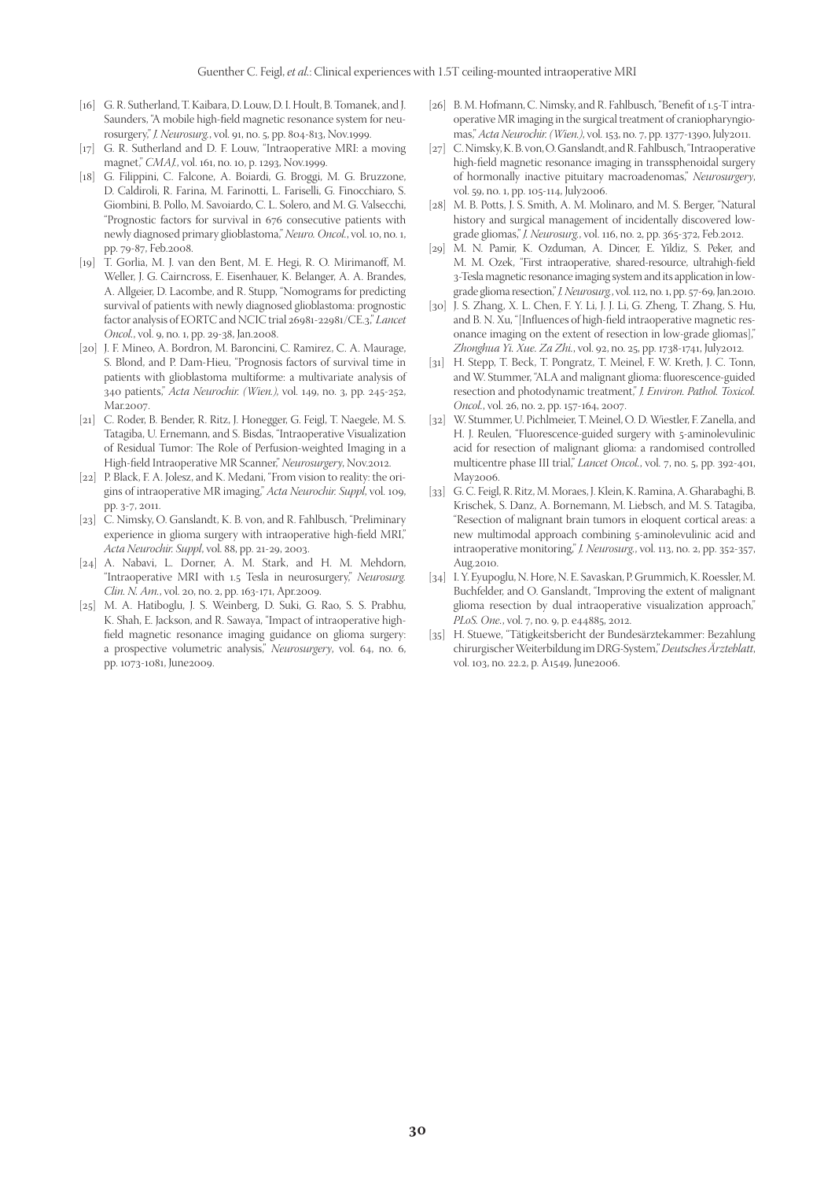[16] G. R. Sutherland, T. Kaibara, D. Louw, D. I. Hoult, B. Tomanek, and J. Saunders, "A mobile high-field magnetic resonance system for neurosurgery," *J. Neurosurg.*, vol. 91, no. 5, pp. 804-813, Nov.1999.

[17] G. R. Sutherland and D. F. Louw, "Intraoperative MRI: a moving magnet," *CMAJ.*, vol. 161, no. 10, p. 1293, Nov.1999.

[18] G. Filippini, C. Falcone, A. Boiardi, G. Broggi, M. G. Bruzzone, D. Caldiroli, R. Farina, M. Farinotti, L. Fariselli, G. Finocchiaro, S. Giombini, B. Pollo, M. Savoiardo, C. L. Solero, and M. G. Valsecchi, "Prognostic factors for survival in 676 consecutive patients with newly diagnosed primary glioblastoma," *Neuro. Oncol.*, vol. 10, no. 1, pp. 79-87, Feb.2008.

[19] T. Gorlia, M. J. van den Bent, M. E. Hegi, R. O. Mirimanoff, M. Weller, J. G. Cairncross, E. Eisenhauer, K. Belanger, A. A. Brandes, A. Allgeier, D. Lacombe, and R. Stupp, "Nomograms for predicting survival of patients with newly diagnosed glioblastoma: prognostic factor analysis of EORTC and NCIC trial 26981-22981/CE.3," *Lancet Oncol.*, vol. 9, no. 1, pp. 29-38, Jan.2008.

[20] J. F. Mineo, A. Bordron, M. Baroncini, C. Ramirez, C. A. Maurage, S. Blond, and P. Dam-Hieu, "Prognosis factors of survival time in patients with glioblastoma multiforme: a multivariate analysis of 340 patients," *Acta Neurochir. (Wien.)*, vol. 149, no. 3, pp. 245-252, Mar.2007.

[21] C. Roder, B. Bender, R. Ritz, J. Honegger, G. Feigl, T. Naegele, M. S. Tatagiba, U. Ernemann, and S. Bisdas, "Intraoperative Visualization of Residual Tumor: The Role of Perfusion-weighted Imaging in a High-field Intraoperative MR Scanner," *Neurosurgery*, Nov.2012.

[22] P. Black, F. A. Jolesz, and K. Medani, "From vision to reality: the origins of intraoperative MR imaging," *Acta Neurochir. Suppl*, vol. 109, pp. 3-7, 2011.

[23] C. Nimsky, O. Ganslandt, K. B. von, and R. Fahlbusch, "Preliminary experience in glioma surgery with intraoperative high-field MRI," *Acta Neurochir. Suppl*, vol. 88, pp. 21-29, 2003.

[24] A. Nabavi, L. Dorner, A. M. Stark, and H. M. Mehdorn, "Intraoperative MRI with 1.5 Tesla in neurosurgery," *Neurosurg. Clin. N. Am.*, vol. 20, no. 2, pp. 163-171, Apr.2009.

[25] M. A. Hatiboglu, J. S. Weinberg, D. Suki, G. Rao, S. S. Prabhu, K. Shah, E. Jackson, and R. Sawaya, "Impact of intraoperative high-field magnetic resonance imaging guidance on glioma surgery: a prospective volumetric analysis," *Neurosurgery*, vol. 64, no. 6, pp. 1073-1081, June2009.

[26] B. M. Hofmann, C. Nimsky, and R. Fahlbusch, "Benefit of 1.5-T intraoperative MR imaging in the surgical treatment of craniopharyngiomas," *Acta Neurochir. (Wien.)*, vol. 153, no. 7, pp. 1377-1390, July2011.

[27] C. Nimsky, K. B. von, O. Ganslandt, and R. Fahlbusch, "Intraoperative high-field magnetic resonance imaging in transsphenoidal surgery of hormonally inactive pituitary macroadenomas," *Neurosurgery*, vol. 59, no. 1, pp. 105-114, July2006.

[28] M. B. Potts, J. S. Smith, A. M. Molinaro, and M. S. Berger, "Natural history and surgical management of incidentally discovered low-grade gliomas," *J. Neurosurg.*, vol. 116, no. 2, pp. 365-372, Feb.2012.

[29] M. N. Pamir, K. Ozduman, A. Dincer, E. Yildiz, S. Peker, and M. M. Ozek, "First intraoperative, shared-resource, ultrahigh-field 3-Tesla magnetic resonance imaging system and its application in low-grade glioma resection," *J. Neurosurg.*, vol. 112, no. 1, pp. 57-69, Jan.2010.

[30] J. S. Zhang, X. L. Chen, F. Y. Li, J. J. Li, G. Zheng, T. Zhang, S. Hu, and B. N. Xu, "[Influences of high-field intraoperative magnetic resonance imaging on the extent of resection in low-grade gliomas]," *Zhonghua Yi. Xue. Za Zhi.*, vol. 92, no. 25, pp. 1738-1741, July2012.

[31] H. Stepp, T. Beck, T. Pongratz, T. Meinel, F. W. Kreth, J. C. Tonn, and W. Stummer, "ALA and malignant glioma: fluorescence-guided resection and photodynamic treatment," *J. Environ. Pathol. Toxicol. Oncol.*, vol. 26, no. 2, pp. 157-164, 2007.

[32] W. Stummer, U. Pichlmeier, T. Meinel, O. D. Wiestler, F. Zanella, and H. J. Reulen, "Fluorescence-guided surgery with 5-aminolevulinic acid for resection of malignant glioma: a randomised controlled multicentre phase III trial," *Lancet Oncol.*, vol. 7, no. 5, pp. 392-401, May2006.

[33] G. C. Feigl, R. Ritz, M. Moraes, J. Klein, K. Ramina, A. Gharabaghi, B. Krischek, S. Danz, A. Bornemann, M. Liebsch, and M. S. Tatagiba, "Resection of malignant brain tumors in eloquent cortical areas: a new multimodal approach combining 5-aminolevulinic acid and intraoperative monitoring," *J. Neurosurg.*, vol. 113, no. 2, pp. 352-357, Aug.2010.

[34] I. Y. Eyupoglu, N. Hore, N. E. Savaskan, P. Grummich, K. Roessler, M. Buchfelder, and O. Ganslandt, "Improving the extent of malignant glioma resection by dual intraoperative visualization approach," *PLoS. One.*, vol. 7, no. 9, p. e44885, 2012.

[35] H. Stuewe, "Tätigkeitsbericht der Bundesärztekammer: Bezahlung chirurgischer Weiterbildung im DRG-System," *Deutsches Ärzteblatt*, vol. 103, no. 22.2, p. A1549, June2006.